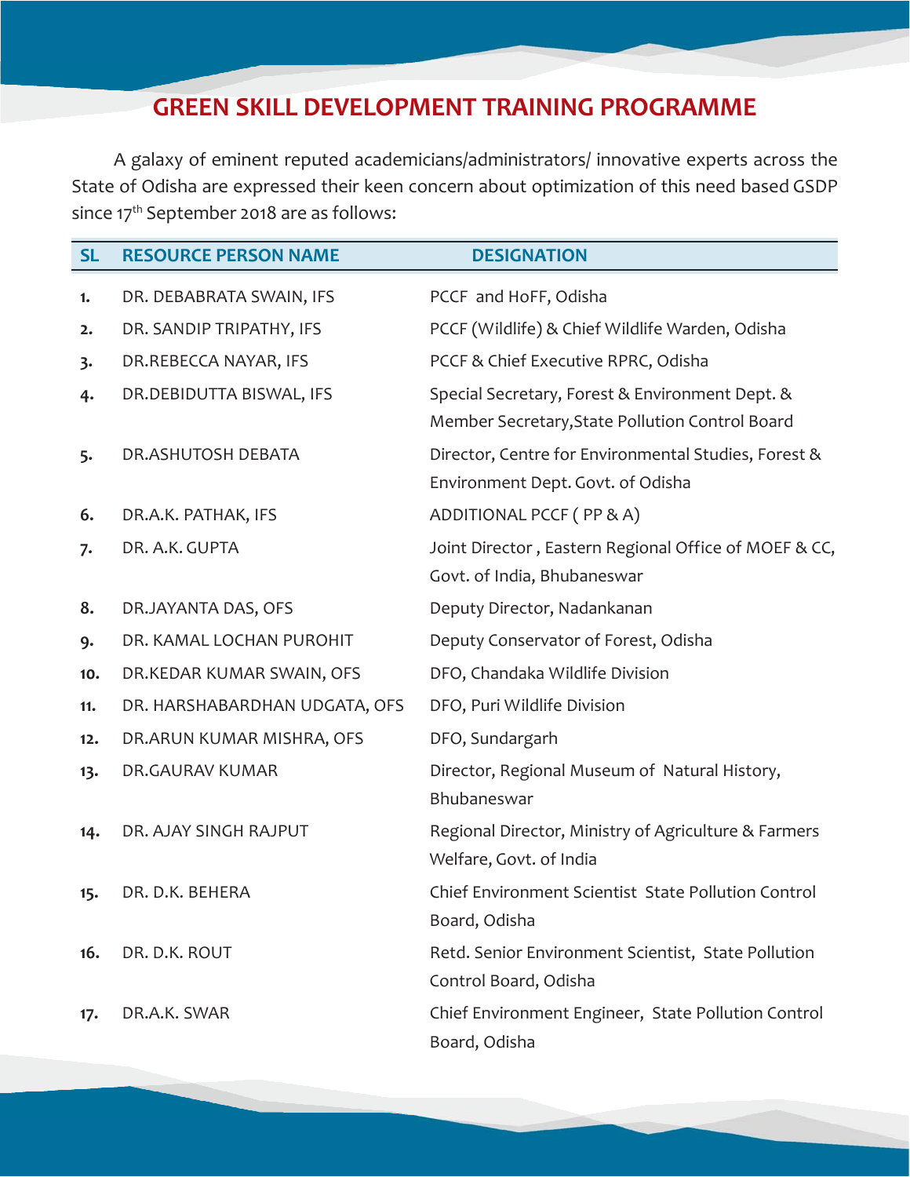# GREEN SKILL DEVELOPMENT TRAINING PROGRAMME

A galaxy of eminent reputed academicians/administrators/ innovative experts across the State of Odisha are expressed their keen concern about optimization of this need based GSDP since 17th September 2018 are as follows:

| SL | RESOURCE PERSON NAME | DESIGNATION |
|---|---|---|
| 1. | DR. DEBABRATA SWAIN, IFS | PCCF and HoFF, Odisha |
| 2. | DR. SANDIP TRIPATHY, IFS | PCCF (Wildlife) & Chief Wildlife Warden, Odisha |
| 3. | DR.REBECCA NAYAR, IFS | PCCF & Chief Executive RPRC, Odisha |
| 4. | DR.DEBIDUTTA BISWAL, IFS | Special Secretary, Forest & Environment Dept. & Member Secretary,State Pollution Control Board |
| 5. | DR.ASHUTOSH DEBATA | Director, Centre for Environmental Studies, Forest & Environment Dept. Govt. of Odisha |
| 6. | DR.A.K. PATHAK, IFS | ADDITIONAL PCCF ( PP & A) |
| 7. | DR. A.K. GUPTA | Joint Director , Eastern Regional Office of MOEF & CC, Govt. of India, Bhubaneswar |
| 8. | DR.JAYANTA DAS, OFS | Deputy Director, Nadankanan |
| 9. | DR. KAMAL LOCHAN PUROHIT | Deputy Conservator of Forest, Odisha |
| 10. | DR.KEDAR KUMAR SWAIN, OFS | DFO, Chandaka Wildlife Division |
| 11. | DR. HARSHABARDHAN UDGATA, OFS | DFO, Puri Wildlife Division |
| 12. | DR.ARUN KUMAR MISHRA, OFS | DFO, Sundargarh |
| 13. | DR.GAURAV KUMAR | Director, Regional Museum of Natural History, Bhubaneswar |
| 14. | DR. AJAY SINGH RAJPUT | Regional Director, Ministry of Agriculture & Farmers Welfare, Govt. of India |
| 15. | DR. D.K. BEHERA | Chief Environment Scientist State Pollution Control Board, Odisha |
| 16. | DR. D.K. ROUT | Retd. Senior Environment Scientist, State Pollution Control Board, Odisha |
| 17. | DR.A.K. SWAR | Chief Environment Engineer, State Pollution Control Board, Odisha |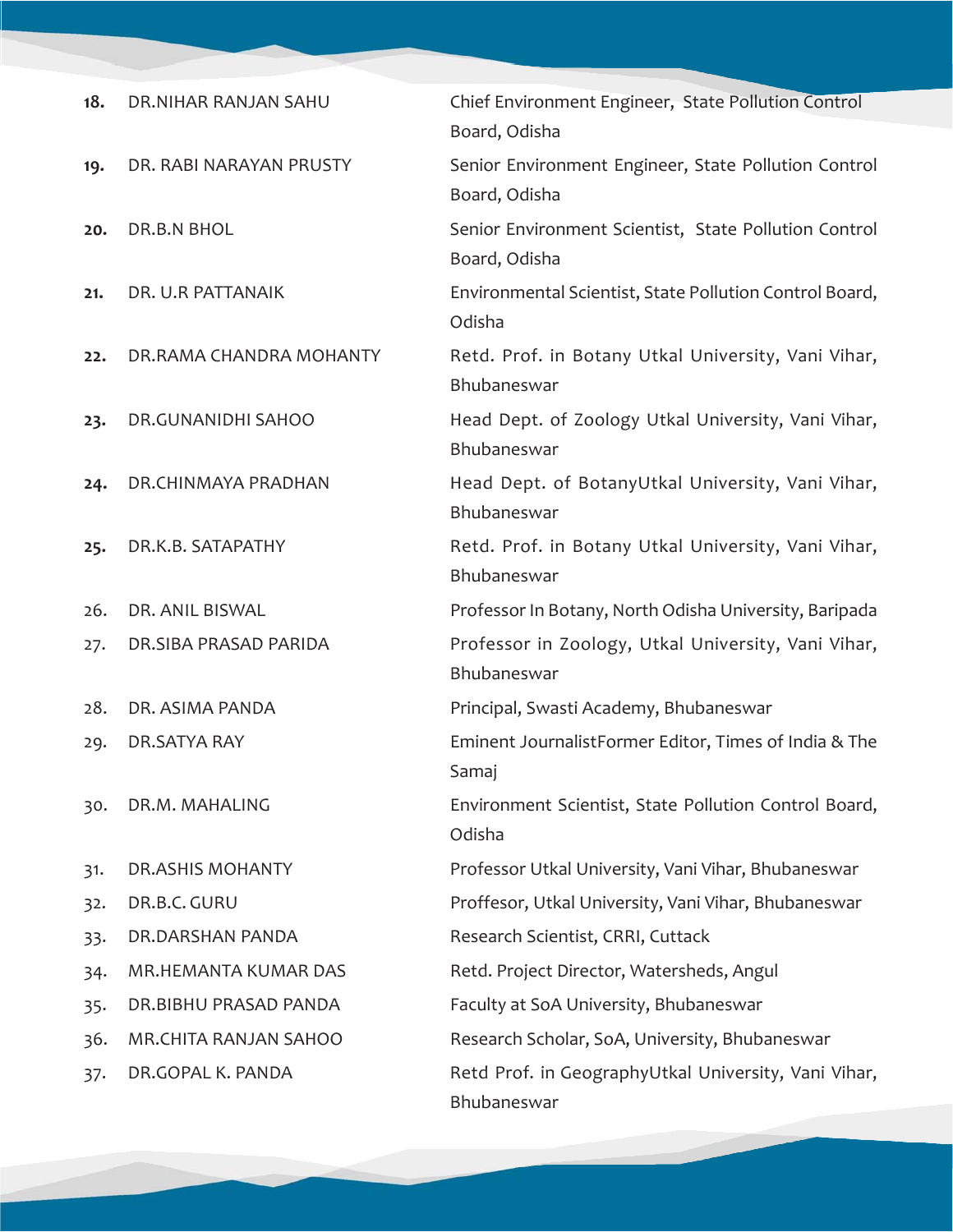| | | |
|---|---|---|
| **18.** | DR.NIHAR RANJAN SAHU | Chief Environment Engineer, State Pollution Control Board, Odisha |
| **19.** | DR. RABI NARAYAN PRUSTY | Senior Environment Engineer, State Pollution Control Board, Odisha |
| **20.** | DR.B.N BHOL | Senior Environment Scientist, State Pollution Control Board, Odisha |
| **21.** | DR. U.R PATTANAIK | Environmental Scientist, State Pollution Control Board, Odisha |
| **22.** | DR.RAMA CHANDRA MOHANTY | Retd. Prof. in Botany Utkal University, Vani Vihar, Bhubaneswar |
| **23.** | DR.GUNANIDHI SAHOO | Head Dept. of Zoology Utkal University, Vani Vihar, Bhubaneswar |
| **24.** | DR.CHINMAYA PRADHAN | Head Dept. of BotanyUtkal University, Vani Vihar, Bhubaneswar |
| **25.** | DR.K.B. SATAPATHY | Retd. Prof. in Botany Utkal University, Vani Vihar, Bhubaneswar |
| 26. | DR. ANIL BISWAL | Professor In Botany, North Odisha University, Baripada |
| 27. | DR.SIBA PRASAD PARIDA | Professor in Zoology, Utkal University, Vani Vihar, Bhubaneswar |
| 28. | DR. ASIMA PANDA | Principal, Swasti Academy, Bhubaneswar |
| 29. | DR.SATYA RAY | Eminent JournalistFormer Editor, Times of India & The Samaj |
| 30. | DR.M. MAHALING | Environment Scientist, State Pollution Control Board, Odisha |
| 31. | DR.ASHIS MOHANTY | Professor Utkal University, Vani Vihar, Bhubaneswar |
| 32. | DR.B.C. GURU | Proffesor, Utkal University, Vani Vihar, Bhubaneswar |
| 33. | DR.DARSHAN PANDA | Research Scientist, CRRI, Cuttack |
| 34. | MR.HEMANTA KUMAR DAS | Retd. Project Director, Watersheds, Angul |
| 35. | DR.BIBHU PRASAD PANDA | Faculty at SoA University, Bhubaneswar |
| 36. | MR.CHITA RANJAN SAHOO | Research Scholar, SoA, University, Bhubaneswar |
| 37. | DR.GOPAL K. PANDA | Retd Prof. in GeographyUtkal University, Vani Vihar, Bhubaneswar |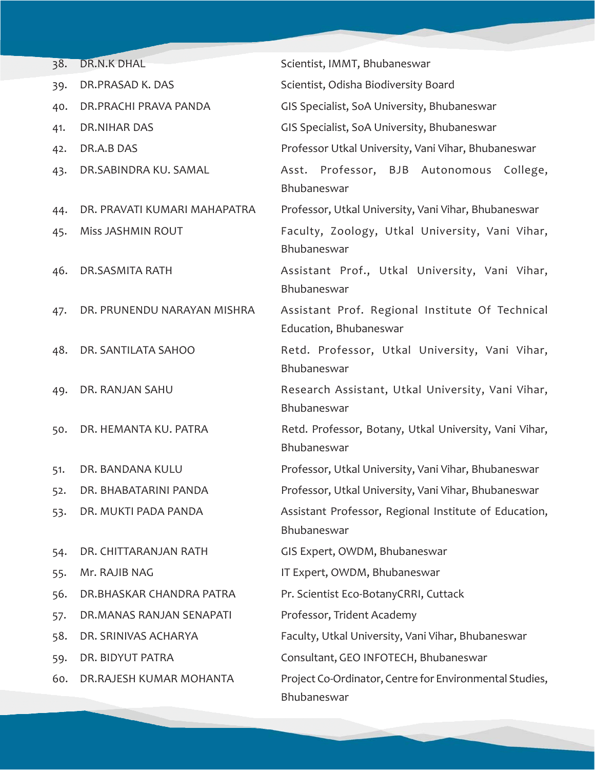| | | |
|---|---|---|
| 38. | DR.N.K DHAL | Scientist, IMMT, Bhubaneswar |
| 39. | DR.PRASAD K. DAS | Scientist, Odisha Biodiversity Board |
| 40. | DR.PRACHI PRAVA PANDA | GIS Specialist, SoA University, Bhubaneswar |
| 41. | DR.NIHAR DAS | GIS Specialist, SoA University, Bhubaneswar |
| 42. | DR.A.B DAS | Professor Utkal University, Vani Vihar, Bhubaneswar |
| 43. | DR.SABINDRA KU. SAMAL | Asst. Professor, BJB Autonomous College, Bhubaneswar |
| 44. | DR. PRAVATI KUMARI MAHAPATRA | Professor, Utkal University, Vani Vihar, Bhubaneswar |
| 45. | Miss JASHMIN ROUT | Faculty, Zoology, Utkal University, Vani Vihar, Bhubaneswar |
| 46. | DR.SASMITA RATH | Assistant Prof., Utkal University, Vani Vihar, Bhubaneswar |
| 47. | DR. PRUNENDU NARAYAN MISHRA | Assistant Prof. Regional Institute Of Technical Education, Bhubaneswar |
| 48. | DR. SANTILATA SAHOO | Retd. Professor, Utkal University, Vani Vihar, Bhubaneswar |
| 49. | DR. RANJAN SAHU | Research Assistant, Utkal University, Vani Vihar, Bhubaneswar |
| 50. | DR. HEMANTA KU. PATRA | Retd. Professor, Botany, Utkal University, Vani Vihar, Bhubaneswar |
| 51. | DR. BANDANA KULU | Professor, Utkal University, Vani Vihar, Bhubaneswar |
| 52. | DR. BHABATARINI PANDA | Professor, Utkal University, Vani Vihar, Bhubaneswar |
| 53. | DR. MUKTI PADA PANDA | Assistant Professor, Regional Institute of Education, Bhubaneswar |
| 54. | DR. CHITTARANJAN RATH | GIS Expert, OWDM, Bhubaneswar |
| 55. | Mr. RAJIB NAG | IT Expert, OWDM, Bhubaneswar |
| 56. | DR.BHASKAR CHANDRA PATRA | Pr. Scientist Eco-BotanyCRRI, Cuttack |
| 57. | DR.MANAS RANJAN SENAPATI | Professor, Trident Academy |
| 58. | DR. SRINIVAS ACHARYA | Faculty, Utkal University, Vani Vihar, Bhubaneswar |
| 59. | DR. BIDYUT PATRA | Consultant, GEO INFOTECH, Bhubaneswar |
| 60. | DR.RAJESH KUMAR MOHANTA | Project Co-Ordinator, Centre for Environmental Studies, Bhubaneswar |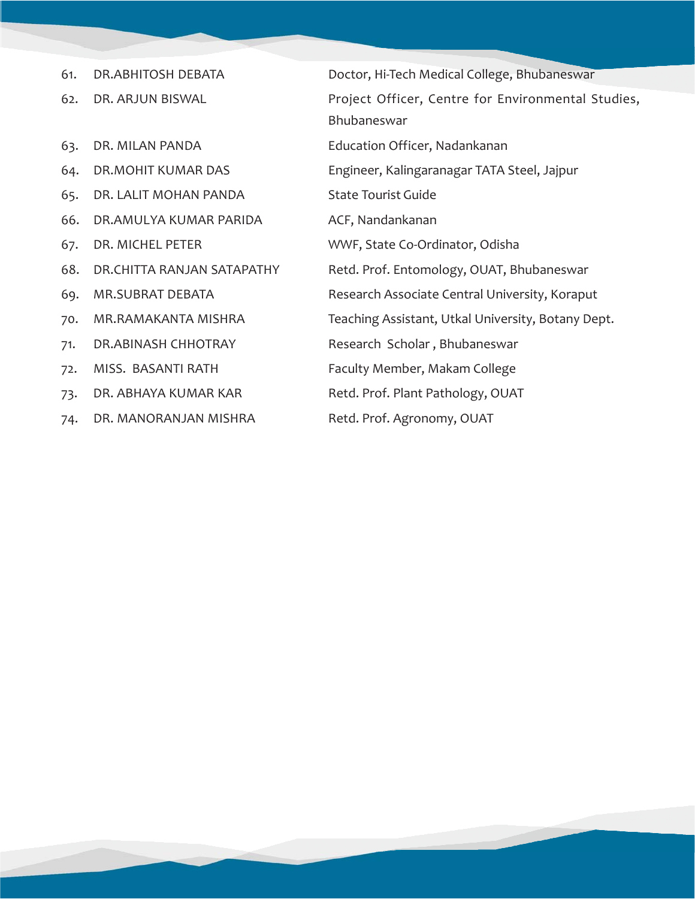| | | |
|---|---|---|
| 61. | DR.ABHITOSH DEBATA | Doctor, Hi-Tech Medical College, Bhubaneswar |
| 62. | DR. ARJUN BISWAL | Project Officer, Centre for Environmental Studies, Bhubaneswar |
| 63. | DR. MILAN PANDA | Education Officer, Nadankanan |
| 64. | DR.MOHIT KUMAR DAS | Engineer, Kalingaranagar TATA Steel, Jajpur |
| 65. | DR. LALIT MOHAN PANDA | State Tourist Guide |
| 66. | DR.AMULYA KUMAR PARIDA | ACF, Nandankanan |
| 67. | DR. MICHEL PETER | WWF, State Co-Ordinator, Odisha |
| 68. | DR.CHITTA RANJAN SATAPATHY | Retd. Prof. Entomology, OUAT, Bhubaneswar |
| 69. | MR.SUBRAT DEBATA | Research Associate Central University, Koraput |
| 70. | MR.RAMAKANTA MISHRA | Teaching Assistant, Utkal University, Botany Dept. |
| 71. | DR.ABINASH CHHOTRAY | Research Scholar , Bhubaneswar |
| 72. | MISS. BASANTI RATH | Faculty Member, Makam College |
| 73. | DR. ABHAYA KUMAR KAR | Retd. Prof. Plant Pathology, OUAT |
| 74. | DR. MANORANJAN MISHRA | Retd. Prof. Agronomy, OUAT |